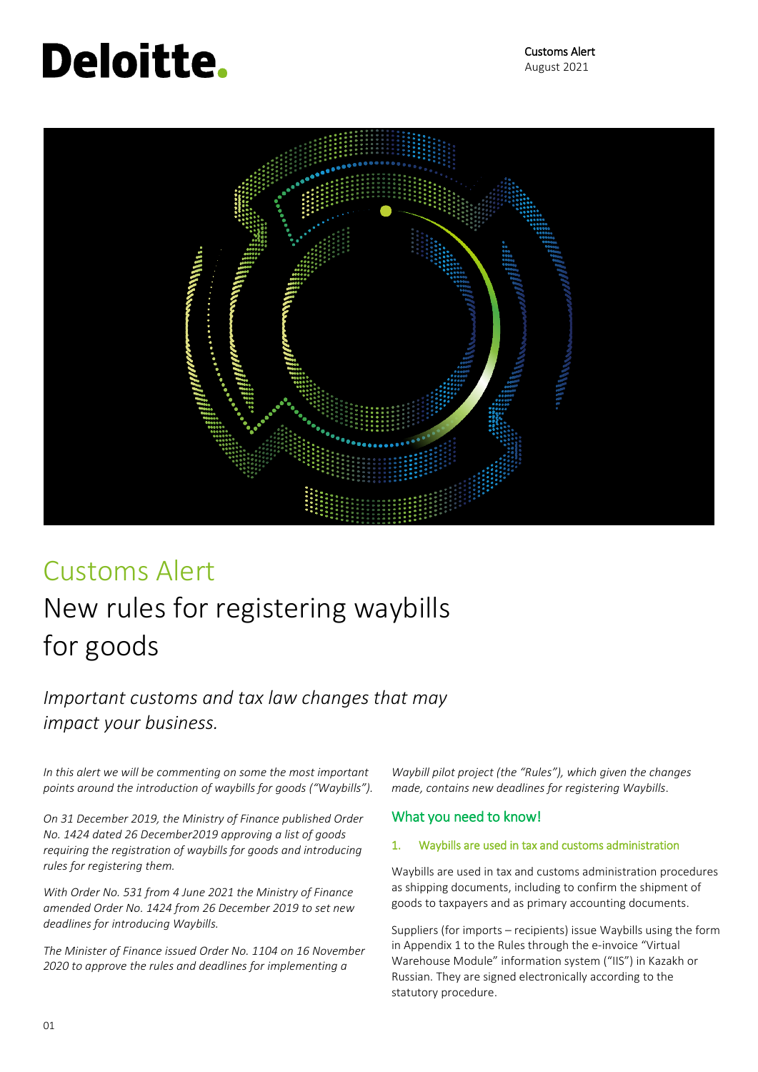# Customs Alert

## New rules for registering waybills for goods

### *Important customs and tax law changes that may impact your business.*

*In this alert we will be commenting on some the most important points around the introduction of waybills for goods ("Waybills").*

*On 31 December 2019, the Ministry of Finance published Order No. 1424 dated 26 December2019 approving a list of goods requiring the registration of waybills for goods and introducing rules for registering them.*

*With Order No. 531 from 4 June 2021 the Ministry of Finance amended Order No. 1424 from 26 December 2019 to set new deadlines for introducing Waybills.*

*The Minister of Finance issued Order No. 1104 on 16 November 2020 to approve the rules and deadlines for implementing a Waybill pilot project (the "Rules"), which given the changes made, contains new deadlines for registering Waybills.*

## What you need to know!

### 1. Waybills are used in tax and customs administration

Waybills are used in tax and customs administration procedures as shipping documents, including to confirm the shipment of goods to taxpayers and as primary accounting documents.

Suppliers (for imports – recipients) issue Waybills using the form in Appendix 1 to the Rules through the e-invoice "Virtual Warehouse Module" information system ("IIS") in Kazakh or Russian. They are signed electronically according to the statutory procedure.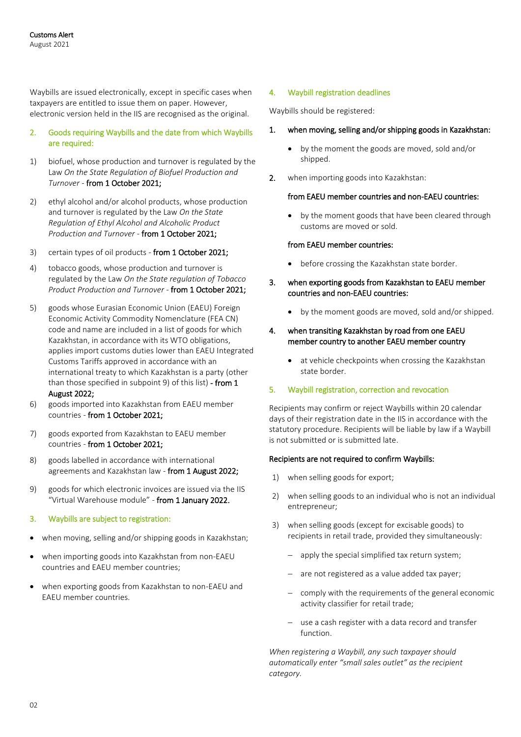Waybills are issued electronically, except in specific cases when taxpayers are entitled to issue them on paper. However, electronic version held in the IIS are recognised as the original.

## 2. Goods requiring Waybills and the date from which Waybills are required:

1) biofuel, whose production and turnover is regulated by the Law *On the State Regulation of Biofuel Production and Turnover* - **from 1 October 2021;**

2) ethyl alcohol and/or alcohol products, whose production and turnover is regulated by the Law *On the State Regulation of Ethyl Alcohol and Alcoholic Product Production and Turnover* - **from 1 October 2021;**

3) certain types of oil products - **from 1 October 2021;**

4) tobacco goods, whose production and turnover is regulated by the Law *On the State regulation of Tobacco Product Production and Turnover* - **from 1 October 2021;**

5) goods whose Eurasian Economic Union (EAEU) Foreign Economic Activity Commodity Nomenclature (FEA CN) code and name are included in a list of goods for which Kazakhstan, in accordance with its WTO obligations, applies import customs duties lower than EAEU Integrated Customs Tariffs approved in accordance with an international treaty to which Kazakhstan is a party (other than those specified in subpoint 9) of this list) **- from 1 August 2022;**

6) goods imported into Kazakhstan from EAEU member countries - **from 1 October 2021;**

7) goods exported from Kazakhstan to EAEU member countries - **from 1 October 2021;**

8) goods labelled in accordance with international agreements and Kazakhstan law - **from 1 August 2022;**

9) goods for which electronic invoices are issued via the IIS "Virtual Warehouse module" - **from 1 January 2022.**

## 3. Waybills are subject to registration:

- when moving, selling and/or shipping goods in Kazakhstan;
- when importing goods into Kazakhstan from non-EAEU countries and EAEU member countries;
- when exporting goods from Kazakhstan to non-EAEU and EAEU member countries.

## 4. Waybill registration deadlines

Waybills should be registered:

1. **when moving, selling and/or shipping goods in Kazakhstan:**
   - by the moment the goods are moved, sold and/or shipped.

2. when importing goods into Kazakhstan:

   **from EAEU member countries and non-EAEU countries:**
   - by the moment goods that have been cleared through customs are moved or sold.

   **from EAEU member countries:**
   - before crossing the Kazakhstan state border.

3. **when exporting goods from Kazakhstan to EAEU member countries and non-EAEU countries:**
   - by the moment goods are moved, sold and/or shipped.

4. **when transiting Kazakhstan by road from one EAEU member country to another EAEU member country**
   - at vehicle checkpoints when crossing the Kazakhstan state border.

## 5. Waybill registration, correction and revocation

Recipients may confirm or reject Waybills within 20 calendar days of their registration date in the IIS in accordance with the statutory procedure. Recipients will be liable by law if a Waybill is not submitted or is submitted late.

**Recipients are not required to confirm Waybills:**

1) when selling goods for export;

2) when selling goods to an individual who is not an individual entrepreneur;

3) when selling goods (except for excisable goods) to recipients in retail trade, provided they simultaneously:
   - apply the special simplified tax return system;
   - are not registered as a value added tax payer;
   - comply with the requirements of the general economic activity classifier for retail trade;
   - use a cash register with a data record and transfer function.

*When registering a Waybill, any such taxpayer should automatically enter "small sales outlet" as the recipient category.*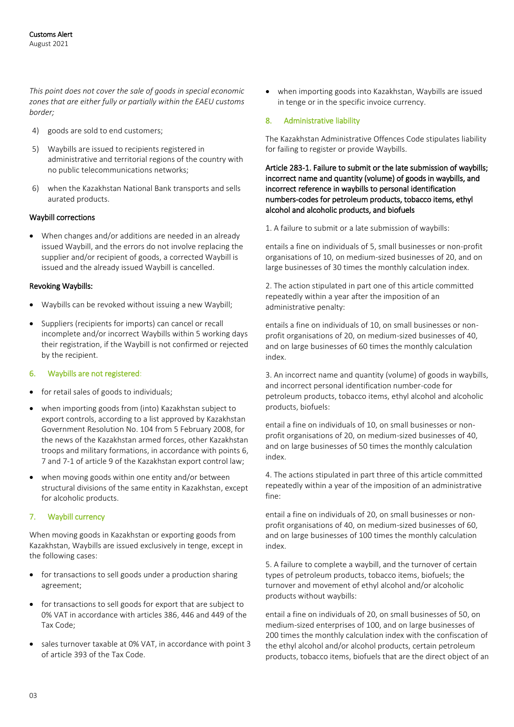*This point does not cover the sale of goods in special economic zones that are either fully or partially within the EAEU customs border;*

4) goods are sold to end customers;

5) Waybills are issued to recipients registered in administrative and territorial regions of the country with no public telecommunications networks;

6) when the Kazakhstan National Bank transports and sells aurated products.

**Waybill corrections**

- When changes and/or additions are needed in an already issued Waybill, and the errors do not involve replacing the supplier and/or recipient of goods, a corrected Waybill is issued and the already issued Waybill is cancelled.

**Revoking Waybills:**

- Waybills can be revoked without issuing a new Waybill;
- Suppliers (recipients for imports) can cancel or recall incomplete and/or incorrect Waybills within 5 working days their registration, if the Waybill is not confirmed or rejected by the recipient.

## 6. Waybills are not registered:

- for retail sales of goods to individuals;
- when importing goods from (into) Kazakhstan subject to export controls, according to a list approved by Kazakhstan Government Resolution No. 104 from 5 February 2008, for the news of the Kazakhstan armed forces, other Kazakhstan troops and military formations, in accordance with points 6, 7 and 7-1 of article 9 of the Kazakhstan export control law;
- when moving goods within one entity and/or between structural divisions of the same entity in Kazakhstan, except for alcoholic products.

## 7. Waybill currency

When moving goods in Kazakhstan or exporting goods from Kazakhstan, Waybills are issued exclusively in tenge, except in the following cases:

- for transactions to sell goods under a production sharing agreement;
- for transactions to sell goods for export that are subject to 0% VAT in accordance with articles 386, 446 and 449 of the Tax Code;
- sales turnover taxable at 0% VAT, in accordance with point 3 of article 393 of the Tax Code.
- when importing goods into Kazakhstan, Waybills are issued in tenge or in the specific invoice currency.

## 8. Administrative liability

The Kazakhstan Administrative Offences Code stipulates liability for failing to register or provide Waybills.

**Article 283-1. Failure to submit or the late submission of waybills; incorrect name and quantity (volume) of goods in waybills, and incorrect reference in waybills to personal identification numbers-codes for petroleum products, tobacco items, ethyl alcohol and alcoholic products, and biofuels**

1. A failure to submit or a late submission of waybills:

entails a fine on individuals of 5, small businesses or non-profit organisations of 10, on medium-sized businesses of 20, and on large businesses of 30 times the monthly calculation index.

2. The action stipulated in part one of this article committed repeatedly within a year after the imposition of an administrative penalty:

entails a fine on individuals of 10, on small businesses or non-profit organisations of 20, on medium-sized businesses of 40, and on large businesses of 60 times the monthly calculation index.

3. An incorrect name and quantity (volume) of goods in waybills, and incorrect personal identification number-code for petroleum products, tobacco items, ethyl alcohol and alcoholic products, biofuels:

entail a fine on individuals of 10, on small businesses or non-profit organisations of 20, on medium-sized businesses of 40, and on large businesses of 50 times the monthly calculation index.

4. The actions stipulated in part three of this article committed repeatedly within a year of the imposition of an administrative fine:

entail a fine on individuals of 20, on small businesses or non-profit organisations of 40, on medium-sized businesses of 60, and on large businesses of 100 times the monthly calculation index.

5. A failure to complete a waybill, and the turnover of certain types of petroleum products, tobacco items, biofuels; the turnover and movement of ethyl alcohol and/or alcoholic products without waybills:

entail a fine on individuals of 20, on small businesses of 50, on medium-sized enterprises of 100, and on large businesses of 200 times the monthly calculation index with the confiscation of the ethyl alcohol and/or alcohol products, certain petroleum products, tobacco items, biofuels that are the direct object of an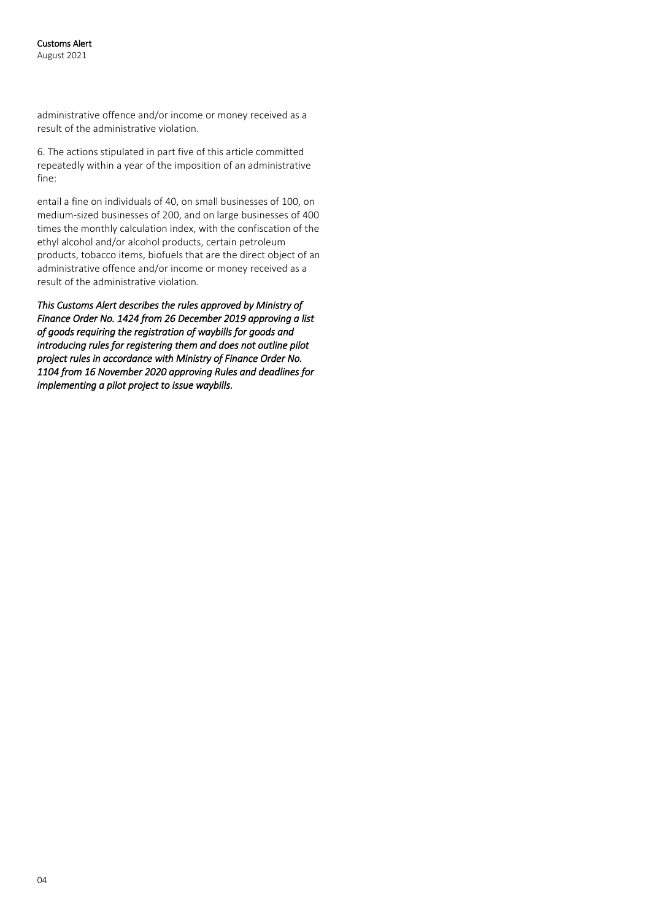administrative offence and/or income or money received as a result of the administrative violation.

6. The actions stipulated in part five of this article committed repeatedly within a year of the imposition of an administrative fine:

entail a fine on individuals of 40, on small businesses of 100, on medium-sized businesses of 200, and on large businesses of 400 times the monthly calculation index, with the confiscation of the ethyl alcohol and/or alcohol products, certain petroleum products, tobacco items, biofuels that are the direct object of an administrative offence and/or income or money received as a result of the administrative violation.

*This Customs Alert describes the rules approved by Ministry of Finance Order No. 1424 from 26 December 2019 approving a list of goods requiring the registration of waybills for goods and introducing rules for registering them and does not outline pilot project rules in accordance with Ministry of Finance Order No. 1104 from 16 November 2020 approving Rules and deadlines for implementing a pilot project to issue waybills.*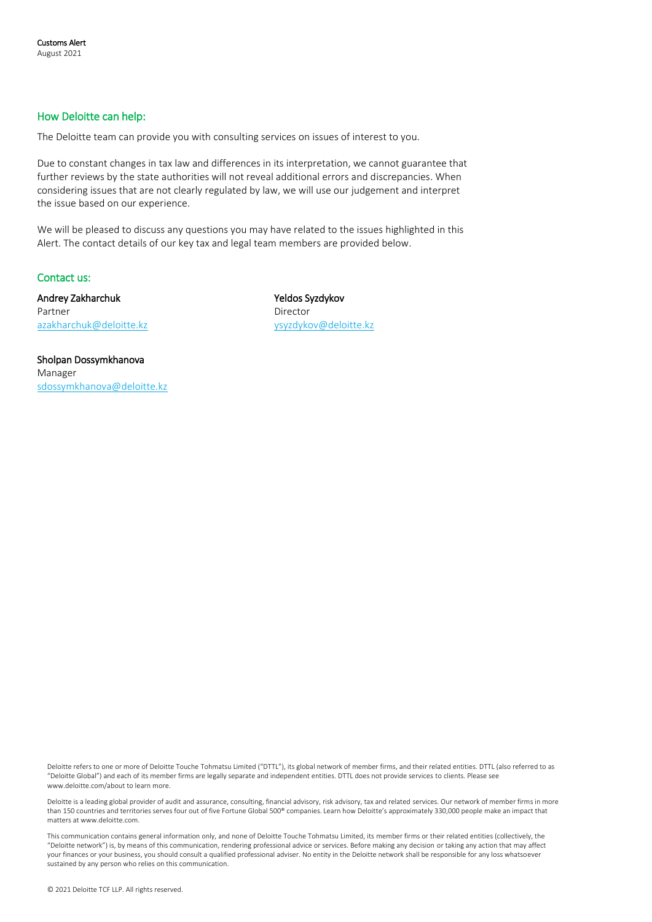## How Deloitte can help:

The Deloitte team can provide you with consulting services on issues of interest to you.

Due to constant changes in tax law and differences in its interpretation, we cannot guarantee that further reviews by the state authorities will not reveal additional errors and discrepancies. When considering issues that are not clearly regulated by law, we will use our judgement and interpret the issue based on our experience.

We will be pleased to discuss any questions you may have related to the issues highlighted in this Alert. The contact details of our key tax and legal team members are provided below.

## Contact us:

**Andrey Zakharchuk**
Partner
azakharchuk@deloitte.kz

**Yeldos Syzdykov**
Director
ysyzdykov@deloitte.kz

**Sholpan Dossymkhanova**
Manager
sdossymkhanova@deloitte.kz

Deloitte refers to one or more of Deloitte Touche Tohmatsu Limited ("DTTL"), its global network of member firms, and their related entities. DTTL (also referred to as "Deloitte Global") and each of its member firms are legally separate and independent entities. DTTL does not provide services to clients. Please see www.deloitte.com/about to learn more.

Deloitte is a leading global provider of audit and assurance, consulting, financial advisory, risk advisory, tax and related services. Our network of member firms in more than 150 countries and territories serves four out of five Fortune Global 500® companies. Learn how Deloitte's approximately 330,000 people make an impact that matters at www.deloitte.com.

This communication contains general information only, and none of Deloitte Touche Tohmatsu Limited, its member firms or their related entities (collectively, the "Deloitte network") is, by means of this communication, rendering professional advice or services. Before making any decision or taking any action that may affect your finances or your business, you should consult a qualified professional adviser. No entity in the Deloitte network shall be responsible for any loss whatsoever sustained by any person who relies on this communication.

© 2021 Deloitte TCF LLP. All rights reserved.